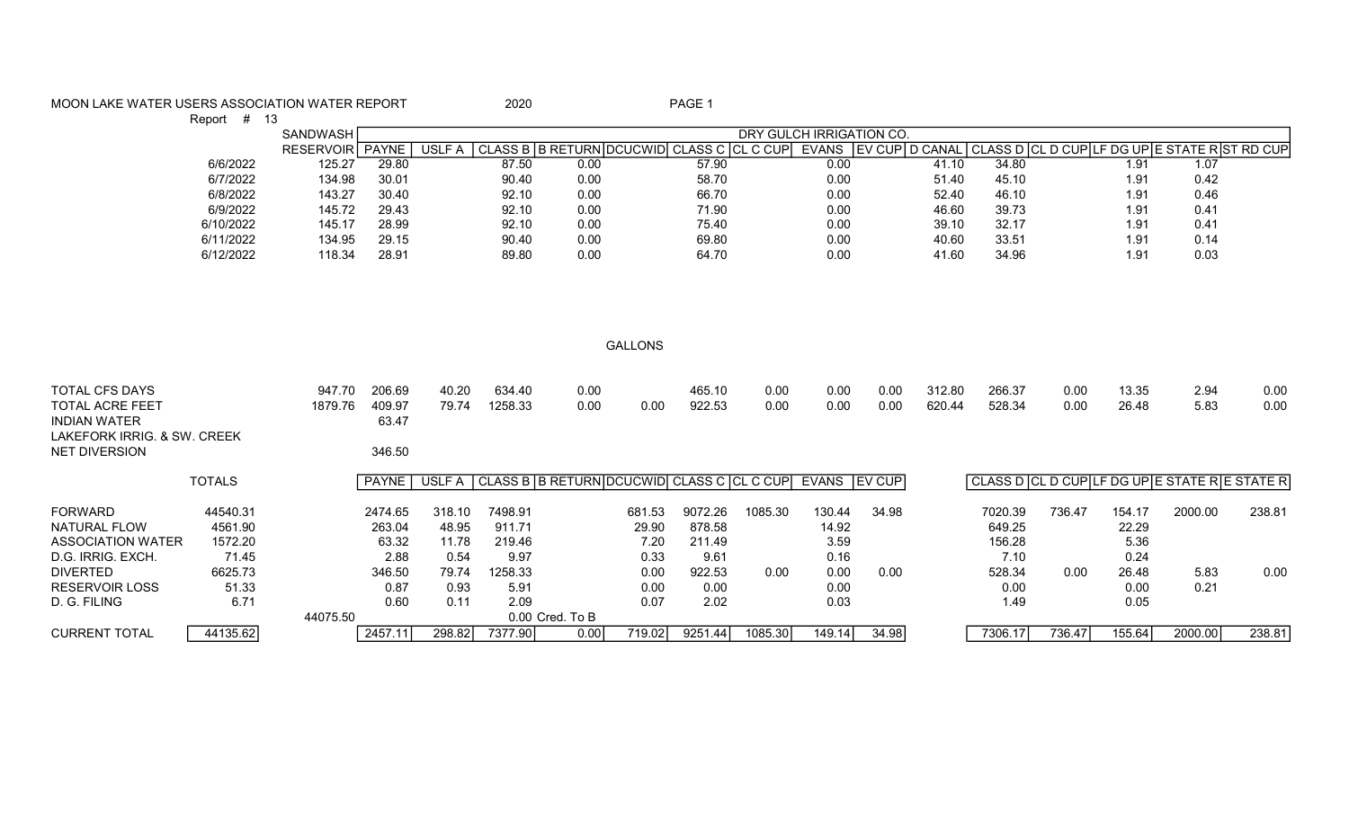MOON LAKE WATER USERS ASSOCIATION WATER REPORT 2020

Report # 13

| | SANDWASH RESERVOIR | DRY GULCH IRRIGATION CO. PAYNE | USLF A | CLASS B | B RETURN | DCUCWID | CLASS C | CL C CUP | EVANS | EV CUP | D CANAL | CLASS D | CL D CUP | LF DG UP | E STATE R | ST RD CUP |
|---|---|---|---|---|---|---|---|---|---|---|---|---|---|---|---|---|
| 6/6/2022 | 125.27 | 29.80 | | 87.50 | 0.00 | | 57.90 | | 0.00 | | 41.10 | 34.80 | | 1.91 | 1.07 | |
| 6/7/2022 | 134.98 | 30.01 | | 90.40 | 0.00 | | 58.70 | | 0.00 | | 51.40 | 45.10 | | 1.91 | 0.42 | |
| 6/8/2022 | 143.27 | 30.40 | | 92.10 | 0.00 | | 66.70 | | 0.00 | | 52.40 | 46.10 | | 1.91 | 0.46 | |
| 6/9/2022 | 145.72 | 29.43 | | 92.10 | 0.00 | | 71.90 | | 0.00 | | 46.60 | 39.73 | | 1.91 | 0.41 | |
| 6/10/2022 | 145.17 | 28.99 | | 92.10 | 0.00 | | 75.40 | | 0.00 | | 39.10 | 32.17 | | 1.91 | 0.41 | |
| 6/11/2022 | 134.95 | 29.15 | | 90.40 | 0.00 | | 69.80 | | 0.00 | | 40.60 | 33.51 | | 1.91 | 0.14 | |
| 6/12/2022 | 118.34 | 28.91 | | 89.80 | 0.00 | | 64.70 | | 0.00 | | 41.60 | 34.96 | | 1.91 | 0.03 | |

GALLONS

| | SANDWASH RESERVOIR | PAYNE | USLF A | CLASS B | B RETURN | DCUCWID | CLASS C | CL C CUP | EVANS | EV CUP | D CANAL | CLASS D | CL D CUP | LF DG UP | E STATE R | ST RD CUP |
|---|---|---|---|---|---|---|---|---|---|---|---|---|---|---|---|---|
| TOTAL CFS DAYS | 947.70 | 206.69 | 40.20 | 634.40 | 0.00 | | 465.10 | 0.00 | 0.00 | 0.00 | 312.80 | 266.37 | 0.00 | 13.35 | 2.94 | 0.00 |
| TOTAL ACRE FEET | 1879.76 | 409.97 | 79.74 | 1258.33 | 0.00 | 0.00 | 922.53 | 0.00 | 0.00 | 0.00 | 620.44 | 528.34 | 0.00 | 26.48 | 5.83 | 0.00 |
| INDIAN WATER | | 63.47 | | | | | | | | | | | | | | |
| LAKEFORK IRRIG. & SW. CREEK | | | | | | | | | | | | | | | | |
| NET DIVERSION | | 346.50 | | | | | | | | | | | | | | |

| TOTALS | | | PAYNE | USLF A | CLASS B | B RETURN | DCUCWID | CLASS C | CL C CUP | EVANS | EV CUP | CLASS D | CL D CUP | LF DG UP | E STATE R | E STATE R |
|---|---|---|---|---|---|---|---|---|---|---|---|---|---|---|---|---|
| FORWARD | 44540.31 | | 2474.65 | 318.10 | 7498.91 | | 681.53 | 9072.26 | 1085.30 | 130.44 | 34.98 | 7020.39 | 736.47 | 154.17 | 2000.00 | 238.81 |
| NATURAL FLOW | 4561.90 | | 263.04 | 48.95 | 911.71 | | 29.90 | 878.58 | | 14.92 | | 649.25 | | 22.29 | | |
| ASSOCIATION WATER | 1572.20 | | 63.32 | 11.78 | 219.46 | | 7.20 | 211.49 | | 3.59 | | 156.28 | | 5.36 | | |
| D.G. IRRIG. EXCH. | 71.45 | | 2.88 | 0.54 | 9.97 | | 0.33 | 9.61 | | 0.16 | | 7.10 | | 0.24 | | |
| DIVERTED | 6625.73 | | 346.50 | 79.74 | 1258.33 | | 0.00 | 922.53 | 0.00 | 0.00 | 0.00 | 528.34 | 0.00 | 26.48 | 5.83 | 0.00 |
| RESERVOIR LOSS | 51.33 | | 0.87 | 0.93 | 5.91 | | 0.00 | 0.00 | | 0.00 | | 0.00 | | 0.00 | 0.21 | |
| D. G. FILING | 6.71 | | 0.60 | 0.11 | 2.09 | | 0.07 | 2.02 | | 0.03 | | 1.49 | | 0.05 | | |
| | | 44075.50 | | | | 0.00 Cred. To B | | | | | | | | | | |
| CURRENT TOTAL | 44135.62 | | 2457.11 | 298.82 | 7377.90 | 0.00 | 719.02 | 9251.44 | 1085.30 | 149.14 | 34.98 | 7306.17 | 736.47 | 155.64 | 2000.00 | 238.81 |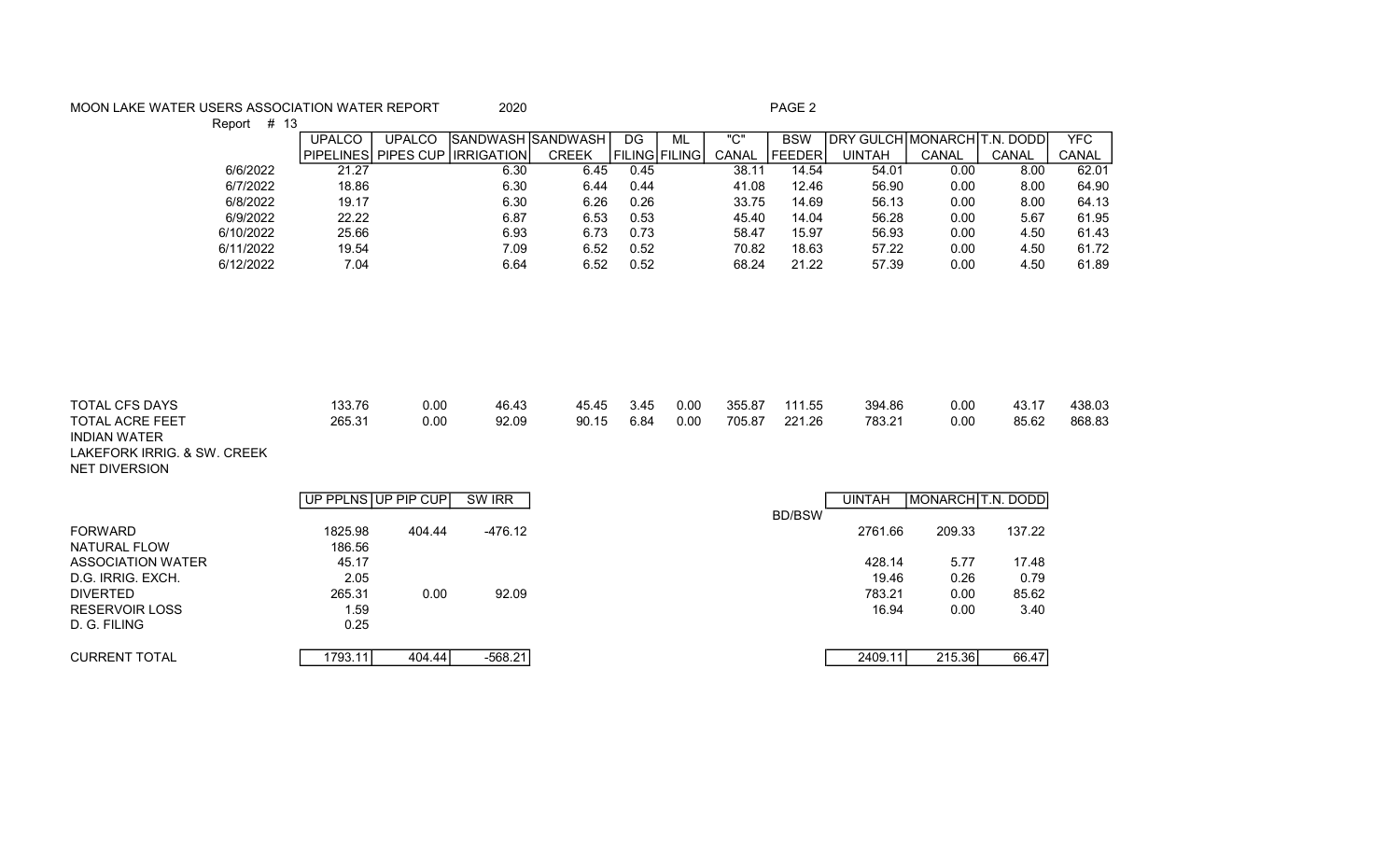MOON LAKE WATER USERS ASSOCIATION WATER REPORT 2020 PAGE 2

Report # 13

| | UPALCO PIPELINES | UPALCO PIPES CUP | SANDWASH IRRIGATION | SANDWASH CREEK | DG FILING | ML FILING | "C" CANAL | BSW FEEDER | DRY GULCH UINTAH | MONARCH CANAL | T.N. DODD CANAL | YFC CANAL |
|---|---|---|---|---|---|---|---|---|---|---|---|---|
| 6/6/2022 | 21.27 | | 6.30 | 6.45 | 0.45 | | 38.11 | 14.54 | 54.01 | 0.00 | 8.00 | 62.01 |
| 6/7/2022 | 18.86 | | 6.30 | 6.44 | 0.44 | | 41.08 | 12.46 | 56.90 | 0.00 | 8.00 | 64.90 |
| 6/8/2022 | 19.17 | | 6.30 | 6.26 | 0.26 | | 33.75 | 14.69 | 56.13 | 0.00 | 8.00 | 64.13 |
| 6/9/2022 | 22.22 | | 6.87 | 6.53 | 0.53 | | 45.40 | 14.04 | 56.28 | 0.00 | 5.67 | 61.95 |
| 6/10/2022 | 25.66 | | 6.93 | 6.73 | 0.73 | | 58.47 | 15.97 | 56.93 | 0.00 | 4.50 | 61.43 |
| 6/11/2022 | 19.54 | | 7.09 | 6.52 | 0.52 | | 70.82 | 18.63 | 57.22 | 0.00 | 4.50 | 61.72 |
| 6/12/2022 | 7.04 | | 6.64 | 6.52 | 0.52 | | 68.24 | 21.22 | 57.39 | 0.00 | 4.50 | 61.89 |
| TOTAL CFS DAYS | 133.76 | 0.00 | 46.43 | 45.45 | 3.45 | 0.00 | 355.87 | 111.55 | 394.86 | 0.00 | 43.17 | 438.03 |
| TOTAL ACRE FEET | 265.31 | 0.00 | 92.09 | 90.15 | 6.84 | 0.00 | 705.87 | 221.26 | 783.21 | 0.00 | 85.62 | 868.83 |
| INDIAN WATER | | | | | | | | | | | | |
| LAKEFORK IRRIG. & SW. CREEK | | | | | | | | | | | | |
| NET DIVERSION | | | | | | | | | | | | |

| | UP PPLNS | UP PIP CUP | SW IRR | BD/BSW | UINTAH | MONARCH | T.N. DODD |
|---|---|---|---|---|---|---|---|
| FORWARD | 1825.98 | 404.44 | -476.12 | | 2761.66 | 209.33 | 137.22 |
| NATURAL FLOW | 186.56 | | | | | | |
| ASSOCIATION WATER | 45.17 | | | | 428.14 | 5.77 | 17.48 |
| D.G. IRRIG. EXCH. | 2.05 | | | | 19.46 | 0.26 | 0.79 |
| DIVERTED | 265.31 | 0.00 | 92.09 | | 783.21 | 0.00 | 85.62 |
| RESERVOIR LOSS | 1.59 | | | | 16.94 | 0.00 | 3.40 |
| D. G. FILING | 0.25 | | | | | | |
| CURRENT TOTAL | 1793.11 | 404.44 | -568.21 | | 2409.11 | 215.36 | 66.47 |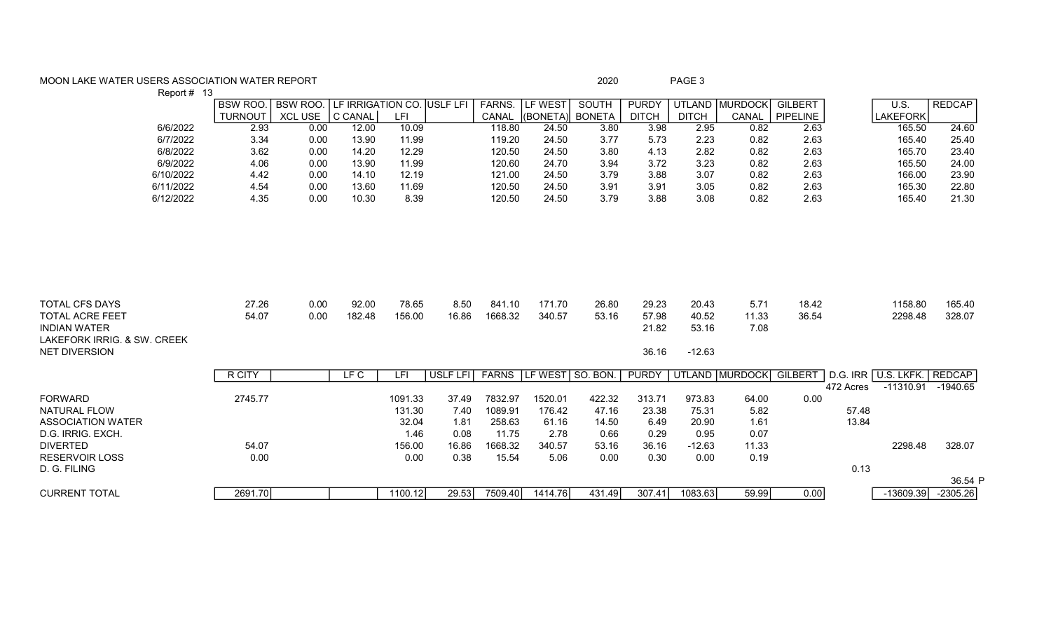MOON LAKE WATER USERS ASSOCIATION WATER REPORT 2020 PAGE 3

Report # 13

| | BSW ROO. TURNOUT | BSW ROO. XCL USE | LF IRRIGATION CO. C CANAL | LFI | USLF LFI | FARNS. CANAL | LF WEST (BONETA) | SOUTH BONETA | PURDY DITCH | UTLAND DITCH | MURDOCK CANAL | GILBERT PIPELINE | | U.S. LAKEFORK | REDCAP |
|---|---|---|---|---|---|---|---|---|---|---|---|---|---|---|---|
| 6/6/2022 | 2.93 | 0.00 | 12.00 | 10.09 | | 118.80 | 24.50 | 3.80 | 3.98 | 2.95 | 0.82 | 2.63 | | 165.50 | 24.60 |
| 6/7/2022 | 3.34 | 0.00 | 13.90 | 11.99 | | 119.20 | 24.50 | 3.77 | 5.73 | 2.23 | 0.82 | 2.63 | | 165.40 | 25.40 |
| 6/8/2022 | 3.62 | 0.00 | 14.20 | 12.29 | | 120.50 | 24.50 | 3.80 | 4.13 | 2.82 | 0.82 | 2.63 | | 165.70 | 23.40 |
| 6/9/2022 | 4.06 | 0.00 | 13.90 | 11.99 | | 120.60 | 24.70 | 3.94 | 3.72 | 3.23 | 0.82 | 2.63 | | 165.50 | 24.00 |
| 6/10/2022 | 4.42 | 0.00 | 14.10 | 12.19 | | 121.00 | 24.50 | 3.79 | 3.88 | 3.07 | 0.82 | 2.63 | | 166.00 | 23.90 |
| 6/11/2022 | 4.54 | 0.00 | 13.60 | 11.69 | | 120.50 | 24.50 | 3.91 | 3.91 | 3.05 | 0.82 | 2.63 | | 165.30 | 22.80 |
| 6/12/2022 | 4.35 | 0.00 | 10.30 | 8.39 | | 120.50 | 24.50 | 3.79 | 3.88 | 3.08 | 0.82 | 2.63 | | 165.40 | 21.30 |
| TOTAL CFS DAYS | 27.26 | 0.00 | 92.00 | 78.65 | 8.50 | 841.10 | 171.70 | 26.80 | 29.23 | 20.43 | 5.71 | 18.42 | | 1158.80 | 165.40 |
| TOTAL ACRE FEET | 54.07 | 0.00 | 182.48 | 156.00 | 16.86 | 1668.32 | 340.57 | 53.16 | 57.98 | 40.52 | 11.33 | 36.54 | | 2298.48 | 328.07 |
| INDIAN WATER | | | | | | | | | 21.82 | 53.16 | 7.08 | | | | |
| LAKEFORK IRRIG. & SW. CREEK | | | | | | | | | | | | | | | |
| NET DIVERSION | | | | | | | | | 36.16 | -12.63 | | | | | |

| | R CITY | | LF C | LFI | USLF LFI | FARNS | LF WEST | SO. BON. | PURDY | UTLAND | MURDOCK | GILBERT | D.G. IRR | U.S. LKFK. | REDCAP |
|---|---|---|---|---|---|---|---|---|---|---|---|---|---|---|---|
| | | | | | | | | | | | | | 472 Acres | | |
| FORWARD | 2745.77 | | | 1091.33 | 37.49 | 7832.97 | 1520.01 | 422.32 | 313.71 | 973.83 | 64.00 | 0.00 | | -11310.91 | -1940.65 |
| NATURAL FLOW | | | | 131.30 | 7.40 | 1089.91 | 176.42 | 47.16 | 23.38 | 75.31 | 5.82 | | 57.48 | | |
| ASSOCIATION WATER | | | | 32.04 | 1.81 | 258.63 | 61.16 | 14.50 | 6.49 | 20.90 | 1.61 | | 13.84 | | |
| D.G. IRRIG. EXCH. | | | | 1.46 | 0.08 | 11.75 | 2.78 | 0.66 | 0.29 | 0.95 | 0.07 | | | | |
| DIVERTED | 54.07 | | | 156.00 | 16.86 | 1668.32 | 340.57 | 53.16 | 36.16 | -12.63 | 11.33 | | | 2298.48 | 328.07 |
| RESERVOIR LOSS | 0.00 | | | 0.00 | 0.38 | 15.54 | 5.06 | 0.00 | 0.30 | 0.00 | 0.19 | | | | |
| D. G. FILING | | | | | | | | | | | | | 0.13 | | |
| | | | | | | | | | | | | | | | 36.54 P |
| CURRENT TOTAL | 2691.70 | | | 1100.12 | 29.53 | 7509.40 | 1414.76 | 431.49 | 307.41 | 1083.63 | 59.99 | 0.00 | | -13609.39 | -2305.26 |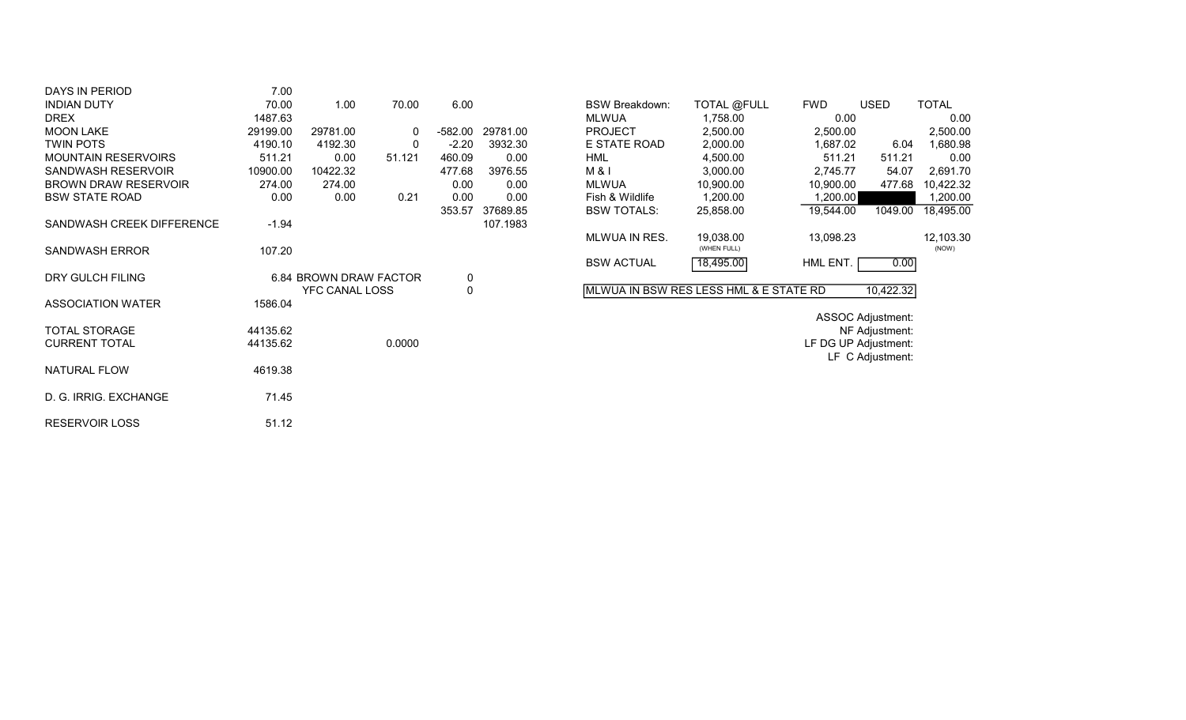| | | | | | |
|---|---|---|---|---|---|
| DAYS IN PERIOD | 7.00 | | | | |
| INDIAN DUTY | 70.00 | 1.00 | 70.00 | 6.00 | |
| DREX | 1487.63 | | | | |
| MOON LAKE | 29199.00 | 29781.00 | 0 | -582.00 | 29781.00 |
| TWIN POTS | 4190.10 | 4192.30 | 0 | -2.20 | 3932.30 |
| MOUNTAIN RESERVOIRS | 511.21 | 0.00 | 51.121 | 460.09 | 0.00 |
| SANDWASH RESERVOIR | 10900.00 | 10422.32 | | 477.68 | 3976.55 |
| BROWN DRAW RESERVOIR | 274.00 | 274.00 | | 0.00 | 0.00 |
| BSW STATE ROAD | 0.00 | 0.00 | 0.21 | 0.00 | 0.00 |
| | | | | 353.57 | 37689.85 |
| SANDWASH CREEK DIFFERENCE | -1.94 | | | | 107.1983 |
| SANDWASH ERROR | 107.20 | | | | |
| DRY GULCH FILING | | 6.84 BROWN DRAW FACTOR | | 0 | |
| | | YFC CANAL LOSS | | 0 | |
| ASSOCIATION WATER | 1586.04 | | | | |
| TOTAL STORAGE | 44135.62 | | | | |
| CURRENT TOTAL | 44135.62 | | 0.0000 | | |
| NATURAL FLOW | 4619.38 | | | | |
| D. G. IRRIG. EXCHANGE | 71.45 | | | | |
| RESERVOIR LOSS | 51.12 | | | | |

| BSW Breakdown: | TOTAL @FULL | FWD | USED | TOTAL |
|---|---|---|---|---|
| MLWUA | 1,758.00 | 0.00 | | 0.00 |
| PROJECT | 2,500.00 | 2,500.00 | | 2,500.00 |
| E STATE ROAD | 2,000.00 | 1,687.02 | 6.04 | 1,680.98 |
| HML | 4,500.00 | 511.21 | 511.21 | 0.00 |
| M & I | 3,000.00 | 2,745.77 | 54.07 | 2,691.70 |
| MLWUA | 10,900.00 | 10,900.00 | 477.68 | 10,422.32 |
| Fish & Wildlife | 1,200.00 | 1,200.00 | | 1,200.00 |
| BSW TOTALS: | 25,858.00 | 19,544.00 | 1049.00 | 18,495.00 |
| MLWUA IN RES. | 19,038.00 (WHEN FULL) | 13,098.23 | | 12,103.30 (NOW) |
| BSW ACTUAL | 18,495.00 | HML ENT. | 0.00 | |

MLWUA IN BSW RES LESS HML & E STATE RD 10,422.32

ASSOC Adjustment:
NF Adjustment:
LF DG UP Adjustment:
LF C Adjustment: